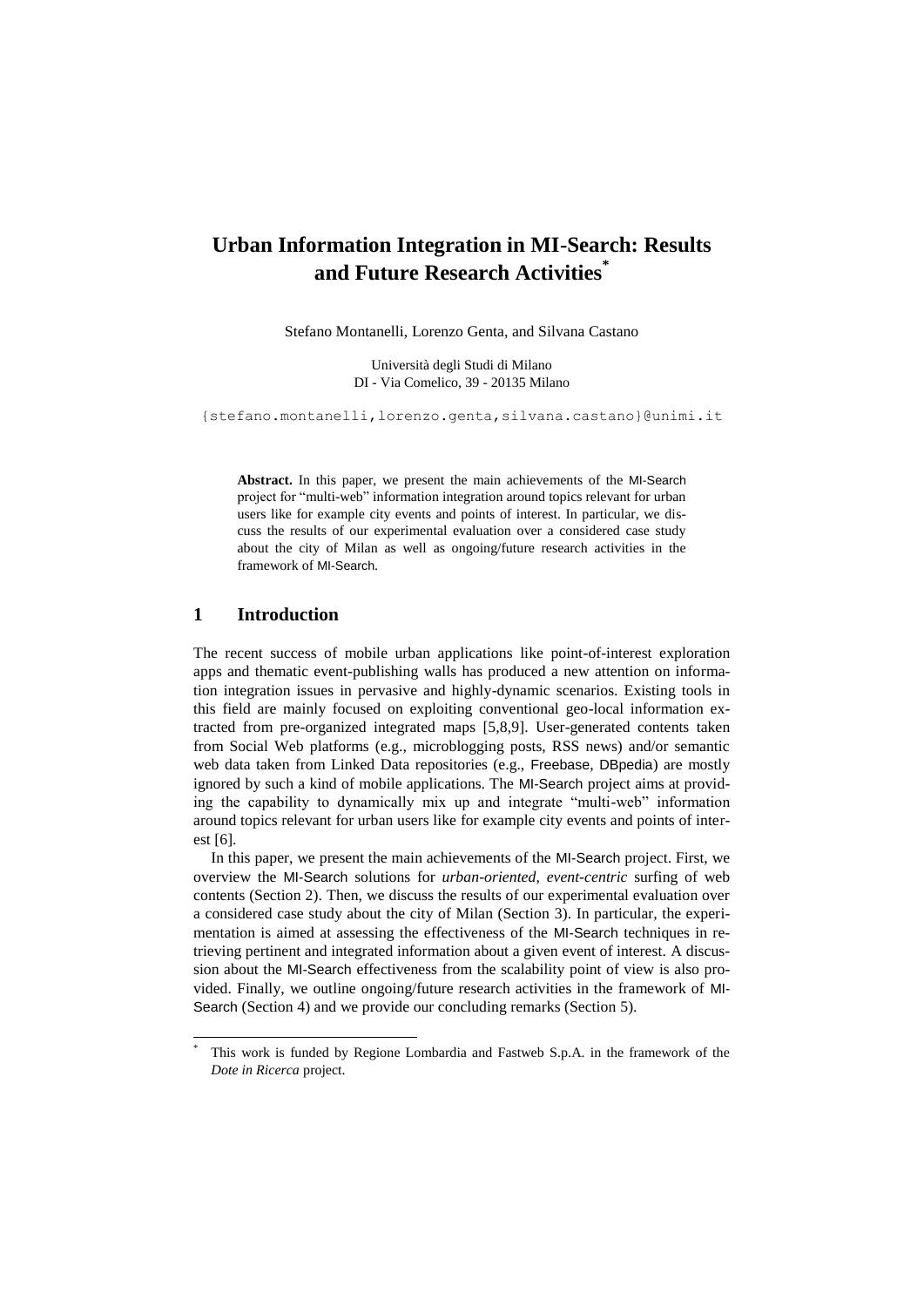# Urban Information Integration in MI-Search: Results and Future Research Activities[*]

Stefano Montanelli, Lorenzo Genta, and Silvana Castano

Università degli Studi di Milano
DI - Via Comelico, 39 - 20135 Milano

{stefano.montanelli,lorenzo.genta,silvana.castano}@unimi.it

**Abstract.** In this paper, we present the main achievements of the MI-Search project for "multi-web" information integration around topics relevant for urban users like for example city events and points of interest. In particular, we discuss the results of our experimental evaluation over a considered case study about the city of Milan as well as ongoing/future research activities in the framework of MI-Search.

## 1 Introduction

The recent success of mobile urban applications like point-of-interest exploration apps and thematic event-publishing walls has produced a new attention on information integration issues in pervasive and highly-dynamic scenarios. Existing tools in this field are mainly focused on exploiting conventional geo-local information extracted from pre-organized integrated maps [5,8,9]. User-generated contents taken from Social Web platforms (e.g., microblogging posts, RSS news) and/or semantic web data taken from Linked Data repositories (e.g., Freebase, DBpedia) are mostly ignored by such a kind of mobile applications. The MI-Search project aims at providing the capability to dynamically mix up and integrate "multi-web" information around topics relevant for urban users like for example city events and points of interest [6].

In this paper, we present the main achievements of the MI-Search project. First, we overview the MI-Search solutions for *urban-oriented, event-centric* surfing of web contents (Section 2). Then, we discuss the results of our experimental evaluation over a considered case study about the city of Milan (Section 3). In particular, the experimentation is aimed at assessing the effectiveness of the MI-Search techniques in retrieving pertinent and integrated information about a given event of interest. A discussion about the MI-Search effectiveness from the scalability point of view is also provided. Finally, we outline ongoing/future research activities in the framework of MI-Search (Section 4) and we provide our concluding remarks (Section 5).

[*] This work is funded by Regione Lombardia and Fastweb S.p.A. in the framework of the *Dote in Ricerca* project.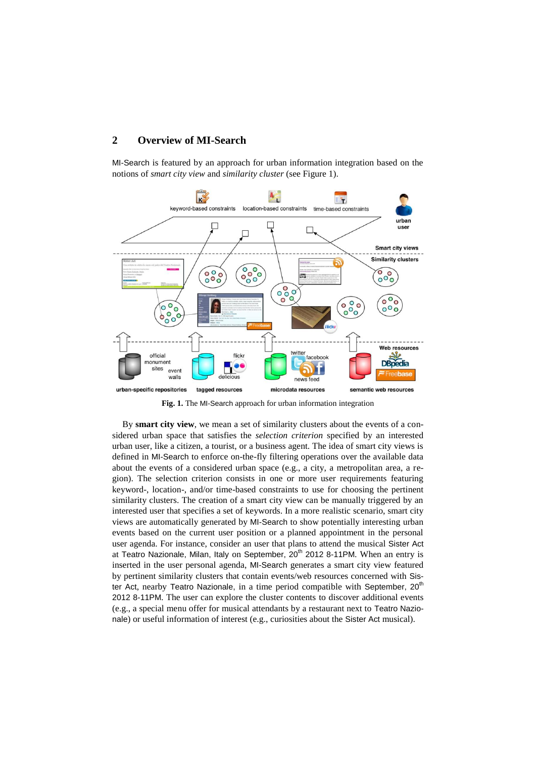## 2 Overview of MI-Search

MI-Search is featured by an approach for urban information integration based on the notions of *smart city view* and *similarity cluster* (see Figure 1).

**Fig. 1.** The MI-Search approach for urban information integration

By **smart city view**, we mean a set of similarity clusters about the events of a considered urban space that satisfies the *selection criterion* specified by an interested urban user, like a citizen, a tourist, or a business agent. The idea of smart city views is defined in MI-Search to enforce on-the-fly filtering operations over the available data about the events of a considered urban space (e.g., a city, a metropolitan area, a region). The selection criterion consists in one or more user requirements featuring keyword-, location-, and/or time-based constraints to use for choosing the pertinent similarity clusters. The creation of a smart city view can be manually triggered by an interested user that specifies a set of keywords. In a more realistic scenario, smart city views are automatically generated by MI-Search to show potentially interesting urban events based on the current user position or a planned appointment in the personal user agenda. For instance, consider an user that plans to attend the musical Sister Act at Teatro Nazionale, Milan, Italy on September, 20th 2012 8-11PM. When an entry is inserted in the user personal agenda, MI-Search generates a smart city view featured by pertinent similarity clusters that contain events/web resources concerned with Sister Act, nearby Teatro Nazionale, in a time period compatible with September, 20th 2012 8-11PM. The user can explore the cluster contents to discover additional events (e.g., a special menu offer for musical attendants by a restaurant next to Teatro Nazionale) or useful information of interest (e.g., curiosities about the Sister Act musical).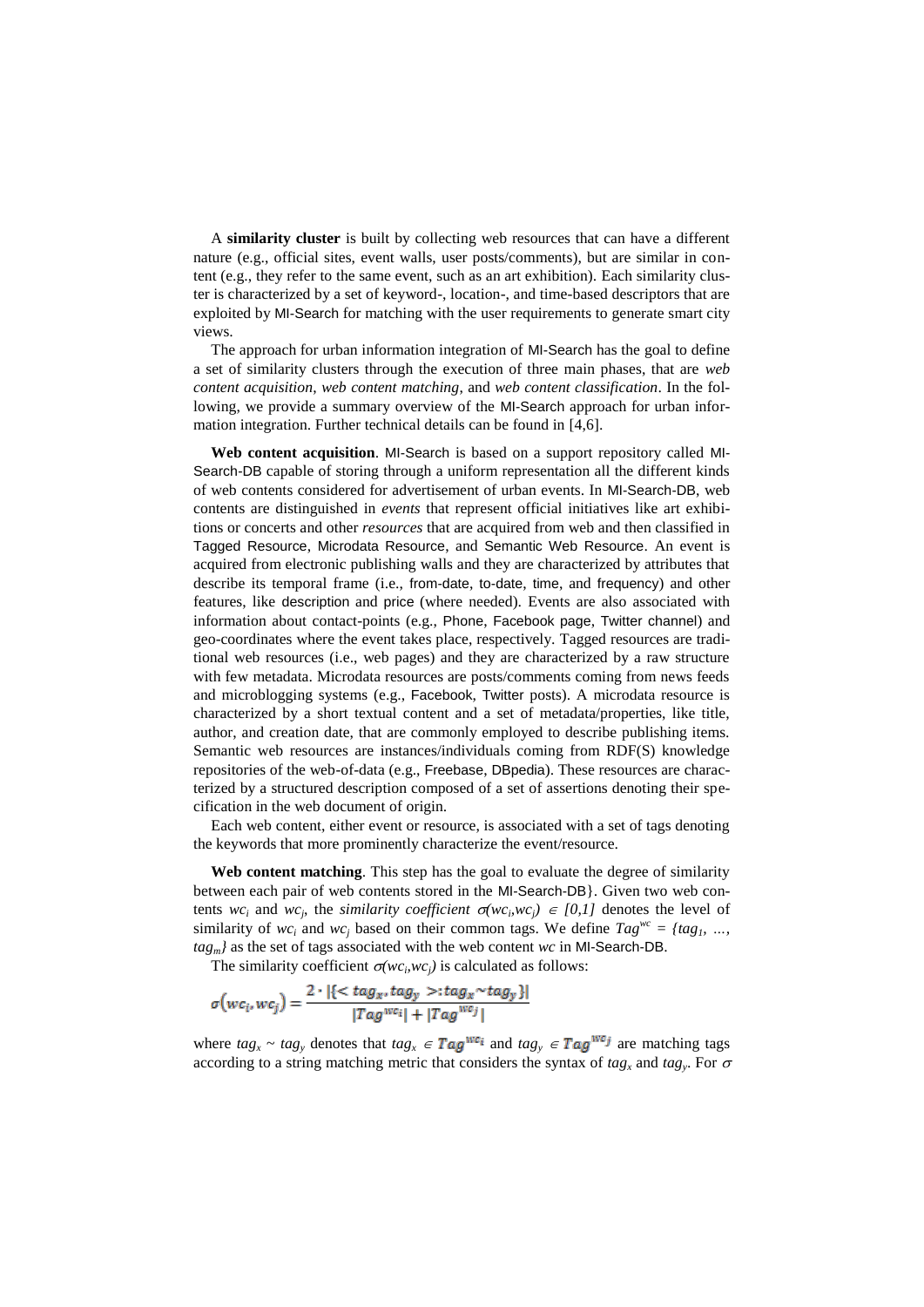A **similarity cluster** is built by collecting web resources that can have a different nature (e.g., official sites, event walls, user posts/comments), but are similar in content (e.g., they refer to the same event, such as an art exhibition). Each similarity cluster is characterized by a set of keyword-, location-, and time-based descriptors that are exploited by MI-Search for matching with the user requirements to generate smart city views.

The approach for urban information integration of MI-Search has the goal to define a set of similarity clusters through the execution of three main phases, that are *web content acquisition*, *web content matching*, and *web content classification*. In the following, we provide a summary overview of the MI-Search approach for urban information integration. Further technical details can be found in [4,6].

**Web content acquisition**. MI-Search is based on a support repository called MI-Search-DB capable of storing through a uniform representation all the different kinds of web contents considered for advertisement of urban events. In MI-Search-DB, web contents are distinguished in *events* that represent official initiatives like art exhibitions or concerts and other *resources* that are acquired from web and then classified in Tagged Resource, Microdata Resource, and Semantic Web Resource. An event is acquired from electronic publishing walls and they are characterized by attributes that describe its temporal frame (i.e., from-date, to-date, time, and frequency) and other features, like description and price (where needed). Events are also associated with information about contact-points (e.g., Phone, Facebook page, Twitter channel) and geo-coordinates where the event takes place, respectively. Tagged resources are traditional web resources (i.e., web pages) and they are characterized by a raw structure with few metadata. Microdata resources are posts/comments coming from news feeds and microblogging systems (e.g., Facebook, Twitter posts). A microdata resource is characterized by a short textual content and a set of metadata/properties, like title, author, and creation date, that are commonly employed to describe publishing items. Semantic web resources are instances/individuals coming from RDF(S) knowledge repositories of the web-of-data (e.g., Freebase, DBpedia). These resources are characterized by a structured description composed of a set of assertions denoting their specification in the web document of origin.

Each web content, either event or resource, is associated with a set of tags denoting the keywords that more prominently characterize the event/resource.

**Web content matching**. This step has the goal to evaluate the degree of similarity between each pair of web contents stored in the MI-Search-DB}. Given two web contents $wc_i$ and $wc_j$, the *similarity coefficient* $\sigma(wc_i,wc_j) \in [0,1]$ denotes the level of similarity of $wc_i$ and $wc_j$ based on their common tags. We define $Tag^{wc} = \{tag_1, ..., tag_m\}$ as the set of tags associated with the web content $wc$ in MI-Search-DB.

The similarity coefficient $\sigma(wc_i,wc_j)$ is calculated as follows:

$$\sigma(wc_i, wc_j) = \frac{2 \cdot |\{< tag_x, tag_y >: tag_x \sim tag_y\}|}{|Tag^{wc_i}| + |Tag^{wc_j}|}$$

where $tag_x \sim tag_y$ denotes that $tag_x \in Tag^{wc_i}$ and $tag_y \in Tag^{wc_j}$ are matching tags according to a string matching metric that considers the syntax of $tag_x$ and $tag_y$. For $\sigma$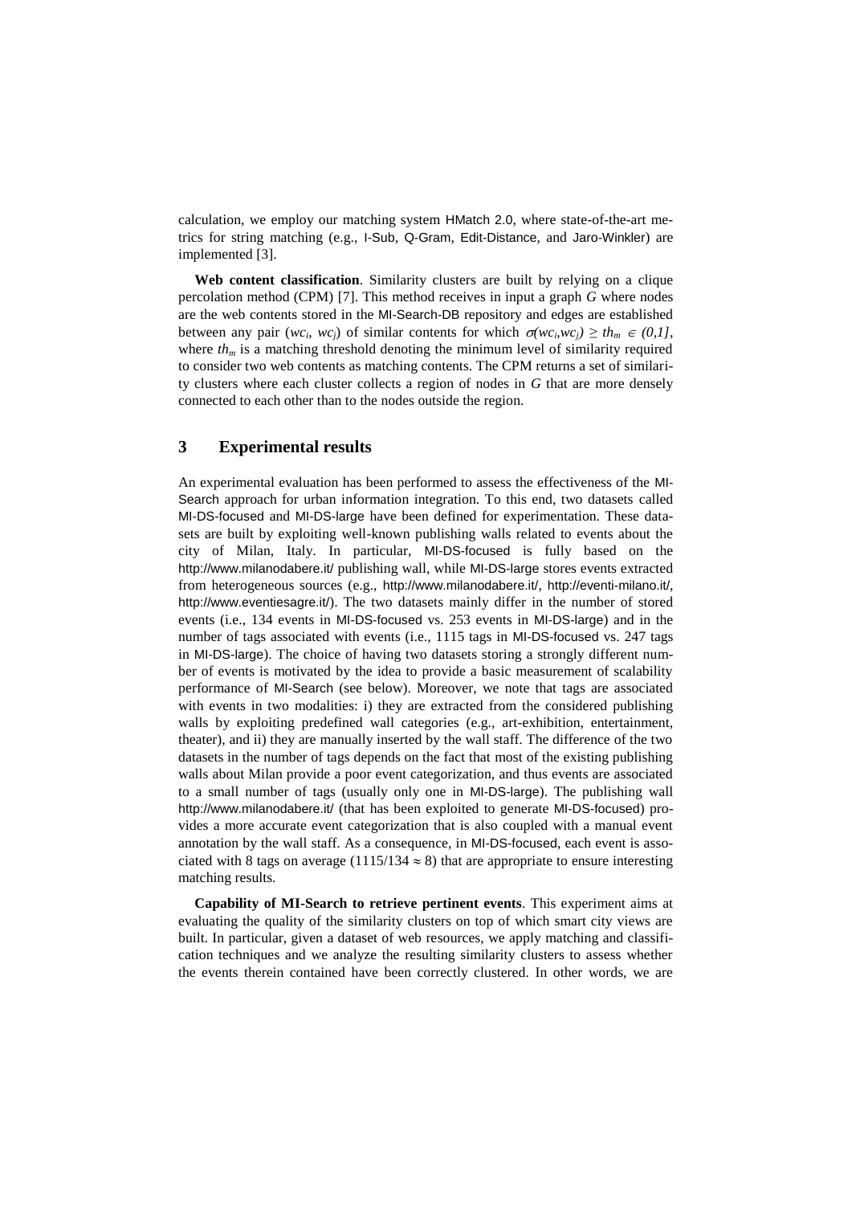calculation, we employ our matching system HMatch 2.0, where state-of-the-art metrics for string matching (e.g., I-Sub, Q-Gram, Edit-Distance, and Jaro-Winkler) are implemented [3].

**Web content classification**. Similarity clusters are built by relying on a clique percolation method (CPM) [7]. This method receives in input a graph *G* where nodes are the web contents stored in the MI-Search-DB repository and edges are established between any pair ($wc_i$, $wc_j$) of similar contents for which $\sigma(wc_i,wc_j) \geq th_m \in (0,1]$, where $th_m$ is a matching threshold denoting the minimum level of similarity required to consider two web contents as matching contents. The CPM returns a set of similarity clusters where each cluster collects a region of nodes in *G* that are more densely connected to each other than to the nodes outside the region.

## 3 Experimental results

An experimental evaluation has been performed to assess the effectiveness of the MI-Search approach for urban information integration. To this end, two datasets called MI-DS-focused and MI-DS-large have been defined for experimentation. These datasets are built by exploiting well-known publishing walls related to events about the city of Milan, Italy. In particular, MI-DS-focused is fully based on the http://www.milanodabere.it/ publishing wall, while MI-DS-large stores events extracted from heterogeneous sources (e.g., http://www.milanodabere.it/, http://eventi-milano.it/, http://www.eventiesagre.it/). The two datasets mainly differ in the number of stored events (i.e., 134 events in MI-DS-focused vs. 253 events in MI-DS-large) and in the number of tags associated with events (i.e., 1115 tags in MI-DS-focused vs. 247 tags in MI-DS-large). The choice of having two datasets storing a strongly different number of events is motivated by the idea to provide a basic measurement of scalability performance of MI-Search (see below). Moreover, we note that tags are associated with events in two modalities: i) they are extracted from the considered publishing walls by exploiting predefined wall categories (e.g., art-exhibition, entertainment, theater), and ii) they are manually inserted by the wall staff. The difference of the two datasets in the number of tags depends on the fact that most of the existing publishing walls about Milan provide a poor event categorization, and thus events are associated to a small number of tags (usually only one in MI-DS-large). The publishing wall http://www.milanodabere.it/ (that has been exploited to generate MI-DS-focused) provides a more accurate event categorization that is also coupled with a manual event annotation by the wall staff. As a consequence, in MI-DS-focused, each event is associated with 8 tags on average ($1115/134 \approx 8$) that are appropriate to ensure interesting matching results.

**Capability of MI-Search to retrieve pertinent events**. This experiment aims at evaluating the quality of the similarity clusters on top of which smart city views are built. In particular, given a dataset of web resources, we apply matching and classification techniques and we analyze the resulting similarity clusters to assess whether the events therein contained have been correctly clustered. In other words, we are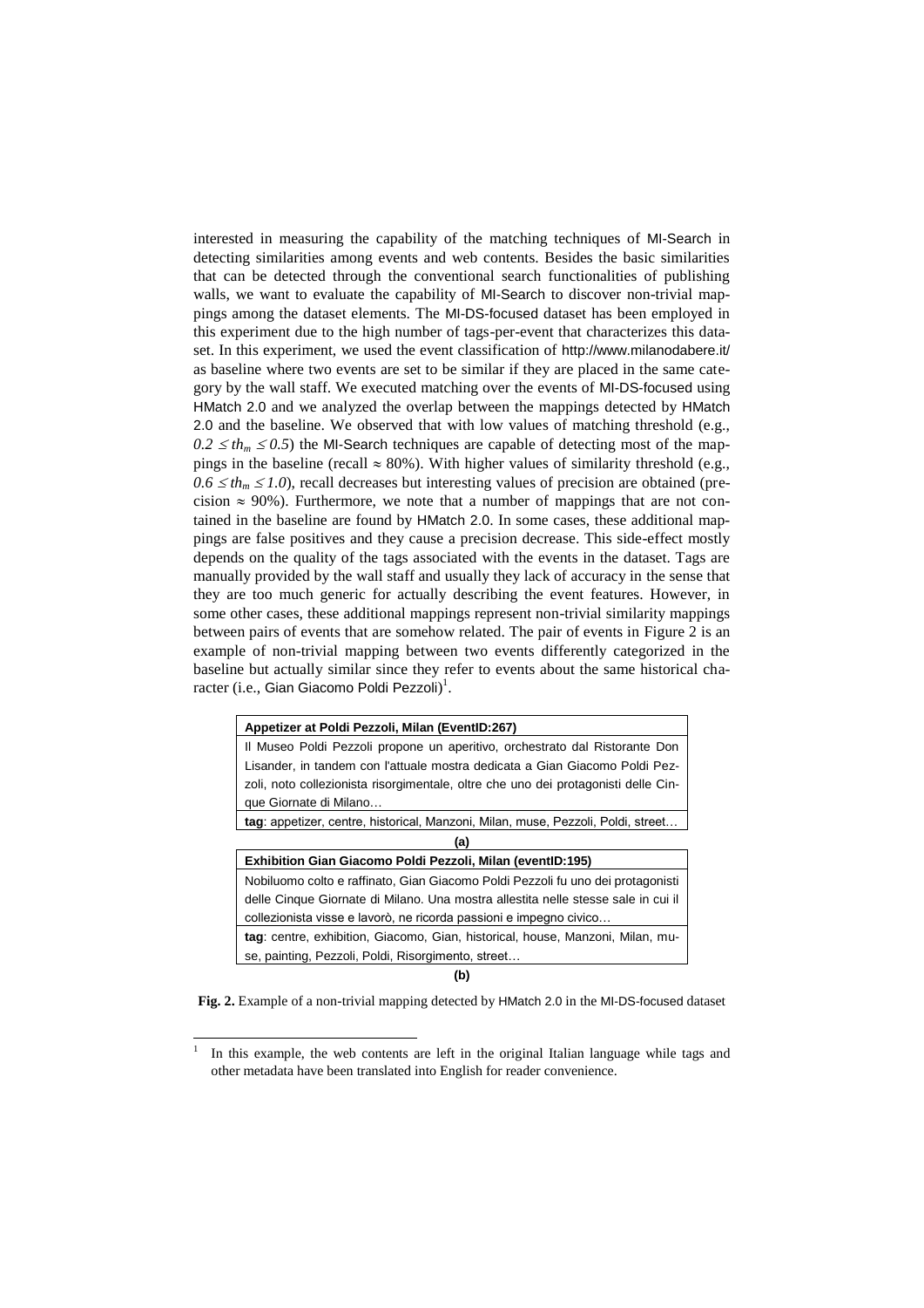interested in measuring the capability of the matching techniques of MI-Search in detecting similarities among events and web contents. Besides the basic similarities that can be detected through the conventional search functionalities of publishing walls, we want to evaluate the capability of MI-Search to discover non-trivial mappings among the dataset elements. The MI-DS-focused dataset has been employed in this experiment due to the high number of tags-per-event that characterizes this dataset. In this experiment, we used the event classification of http://www.milanodabere.it/ as baseline where two events are set to be similar if they are placed in the same category by the wall staff. We executed matching over the events of MI-DS-focused using HMatch 2.0 and we analyzed the overlap between the mappings detected by HMatch 2.0 and the baseline. We observed that with low values of matching threshold (e.g., $0.2 \leq th_m \leq 0.5$) the MI-Search techniques are capable of detecting most of the mappings in the baseline (recall $\approx$ 80%). With higher values of similarity threshold (e.g., $0.6 \leq th_m \leq 1.0$), recall decreases but interesting values of precision are obtained (precision $\approx$ 90%). Furthermore, we note that a number of mappings that are not contained in the baseline are found by HMatch 2.0. In some cases, these additional mappings are false positives and they cause a precision decrease. This side-effect mostly depends on the quality of the tags associated with the events in the dataset. Tags are manually provided by the wall staff and usually they lack of accuracy in the sense that they are too much generic for actually describing the event features. However, in some other cases, these additional mappings represent non-trivial similarity mappings between pairs of events that are somehow related. The pair of events in Figure 2 is an example of non-trivial mapping between two events differently categorized in the baseline but actually similar since they refer to events about the same historical character (i.e., Gian Giacomo Poldi Pezzoli)[1].

| **Appetizer at Poldi Pezzoli, Milan (EventID:267)** |
|---|
| Il Museo Poldi Pezzoli propone un aperitivo, orchestrato dal Ristorante Don Lisander, in tandem con l'attuale mostra dedicata a Gian Giacomo Poldi Pezzoli, noto collezionista risorgimentale, oltre che uno dei protagonisti delle Cinque Giornate di Milano… |
| **tag**: appetizer, centre, historical, Manzoni, Milan, muse, Pezzoli, Poldi, street… |

**(a)**

| **Exhibition Gian Giacomo Poldi Pezzoli, Milan (eventID:195)** |
|---|
| Nobiluomo colto e raffinato, Gian Giacomo Poldi Pezzoli fu uno dei protagonisti delle Cinque Giornate di Milano. Una mostra allestita nelle stesse sale in cui il collezionista visse e lavorò, ne ricorda passioni e impegno civico… |
| **tag**: centre, exhibition, Giacomo, Gian, historical, house, Manzoni, Milan, muse, painting, Pezzoli, Poldi, Risorgimento, street… |

**(b)**

**Fig. 2.** Example of a non-trivial mapping detected by HMatch 2.0 in the MI-DS-focused dataset

[1] In this example, the web contents are left in the original Italian language while tags and other metadata have been translated into English for reader convenience.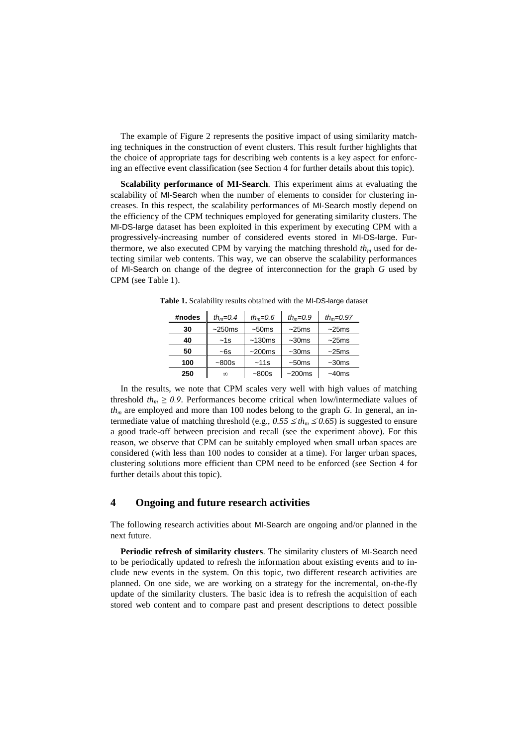The example of Figure 2 represents the positive impact of using similarity matching techniques in the construction of event clusters. This result further highlights that the choice of appropriate tags for describing web contents is a key aspect for enforcing an effective event classification (see Section 4 for further details about this topic).

**Scalability performance of MI-Search**. This experiment aims at evaluating the scalability of MI-Search when the number of elements to consider for clustering increases. In this respect, the scalability performances of MI-Search mostly depend on the efficiency of the CPM techniques employed for generating similarity clusters. The MI-DS-large dataset has been exploited in this experiment by executing CPM with a progressively-increasing number of considered events stored in MI-DS-large. Furthermore, we also executed CPM by varying the matching threshold $th_m$ used for detecting similar web contents. This way, we can observe the scalability performances of MI-Search on change of the degree of interconnection for the graph *G* used by CPM (see Table 1).

**Table 1.** Scalability results obtained with the MI-DS-large dataset

| #nodes | $th_m$=0.4 | $th_m$=0.6 | $th_m$=0.9 | $th_m$=0.97 |
|---|---|---|---|---|
| **30** | ~250ms | ~50ms | ~25ms | ~25ms |
| **40** | ~1s | ~130ms | ~30ms | ~25ms |
| **50** | ~6s | ~200ms | ~30ms | ~25ms |
| **100** | ~800s | ~11s | ~50ms | ~30ms |
| **250** | $\infty$ | ~800s | ~200ms | ~40ms |

In the results, we note that CPM scales very well with high values of matching threshold $th_m \geq 0.9$. Performances become critical when low/intermediate values of $th_m$ are employed and more than 100 nodes belong to the graph *G*. In general, an intermediate value of matching threshold (e.g., $0.55 \leq th_m \leq 0.65$) is suggested to ensure a good trade-off between precision and recall (see the experiment above). For this reason, we observe that CPM can be suitably employed when small urban spaces are considered (with less than 100 nodes to consider at a time). For larger urban spaces, clustering solutions more efficient than CPM need to be enforced (see Section 4 for further details about this topic).

## 4 Ongoing and future research activities

The following research activities about MI-Search are ongoing and/or planned in the next future.

**Periodic refresh of similarity clusters**. The similarity clusters of MI-Search need to be periodically updated to refresh the information about existing events and to include new events in the system. On this topic, two different research activities are planned. On one side, we are working on a strategy for the incremental, on-the-fly update of the similarity clusters. The basic idea is to refresh the acquisition of each stored web content and to compare past and present descriptions to detect possible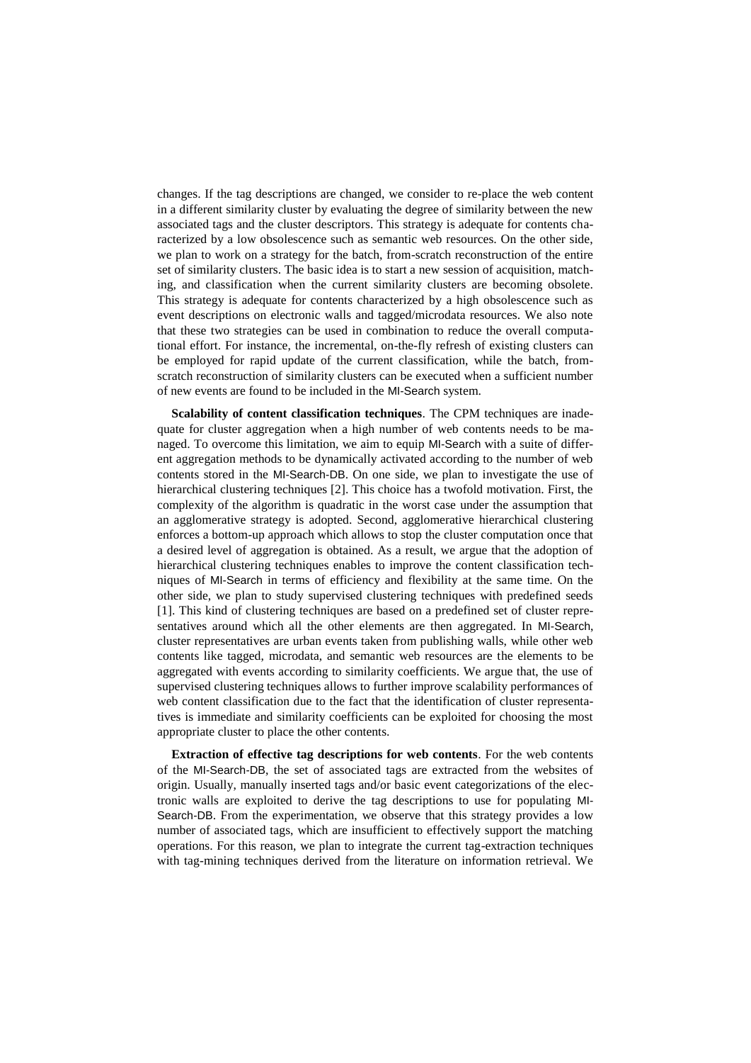changes. If the tag descriptions are changed, we consider to re-place the web content in a different similarity cluster by evaluating the degree of similarity between the new associated tags and the cluster descriptors. This strategy is adequate for contents characterized by a low obsolescence such as semantic web resources. On the other side, we plan to work on a strategy for the batch, from-scratch reconstruction of the entire set of similarity clusters. The basic idea is to start a new session of acquisition, matching, and classification when the current similarity clusters are becoming obsolete. This strategy is adequate for contents characterized by a high obsolescence such as event descriptions on electronic walls and tagged/microdata resources. We also note that these two strategies can be used in combination to reduce the overall computational effort. For instance, the incremental, on-the-fly refresh of existing clusters can be employed for rapid update of the current classification, while the batch, from-scratch reconstruction of similarity clusters can be executed when a sufficient number of new events are found to be included in the MI-Search system.

**Scalability of content classification techniques**. The CPM techniques are inadequate for cluster aggregation when a high number of web contents needs to be managed. To overcome this limitation, we aim to equip MI-Search with a suite of different aggregation methods to be dynamically activated according to the number of web contents stored in the MI-Search-DB. On one side, we plan to investigate the use of hierarchical clustering techniques [2]. This choice has a twofold motivation. First, the complexity of the algorithm is quadratic in the worst case under the assumption that an agglomerative strategy is adopted. Second, agglomerative hierarchical clustering enforces a bottom-up approach which allows to stop the cluster computation once that a desired level of aggregation is obtained. As a result, we argue that the adoption of hierarchical clustering techniques enables to improve the content classification techniques of MI-Search in terms of efficiency and flexibility at the same time. On the other side, we plan to study supervised clustering techniques with predefined seeds [1]. This kind of clustering techniques are based on a predefined set of cluster representatives around which all the other elements are then aggregated. In MI-Search, cluster representatives are urban events taken from publishing walls, while other web contents like tagged, microdata, and semantic web resources are the elements to be aggregated with events according to similarity coefficients. We argue that, the use of supervised clustering techniques allows to further improve scalability performances of web content classification due to the fact that the identification of cluster representatives is immediate and similarity coefficients can be exploited for choosing the most appropriate cluster to place the other contents.

**Extraction of effective tag descriptions for web contents**. For the web contents of the MI-Search-DB, the set of associated tags are extracted from the websites of origin. Usually, manually inserted tags and/or basic event categorizations of the electronic walls are exploited to derive the tag descriptions to use for populating MI-Search-DB. From the experimentation, we observe that this strategy provides a low number of associated tags, which are insufficient to effectively support the matching operations. For this reason, we plan to integrate the current tag-extraction techniques with tag-mining techniques derived from the literature on information retrieval. We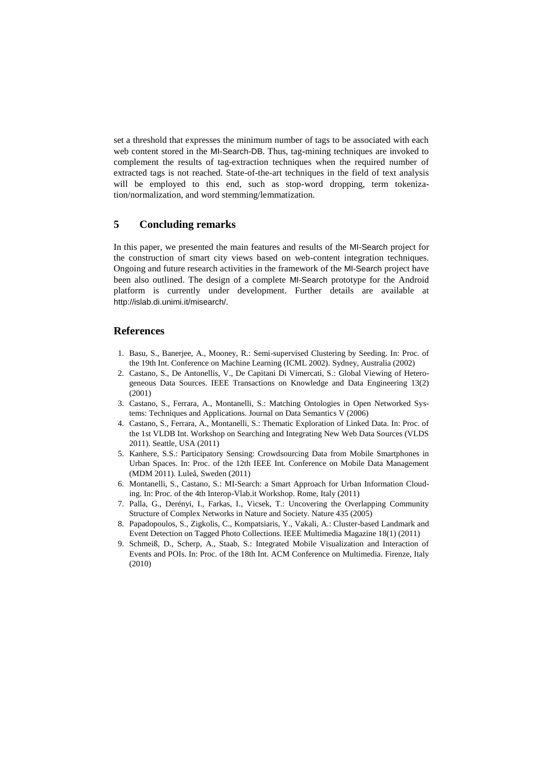set a threshold that expresses the minimum number of tags to be associated with each web content stored in the MI-Search-DB. Thus, tag-mining techniques are invoked to complement the results of tag-extraction techniques when the required number of extracted tags is not reached. State-of-the-art techniques in the field of text analysis will be employed to this end, such as stop-word dropping, term tokenization/normalization, and word stemming/lemmatization.

## 5 Concluding remarks

In this paper, we presented the main features and results of the MI-Search project for the construction of smart city views based on web-content integration techniques. Ongoing and future research activities in the framework of the MI-Search project have been also outlined. The design of a complete MI-Search prototype for the Android platform is currently under development. Further details are available at http://islab.di.unimi.it/misearch/.

## References

1. Basu, S., Banerjee, A., Mooney, R.: Semi-supervised Clustering by Seeding. In: Proc. of the 19th Int. Conference on Machine Learning (ICML 2002). Sydney, Australia (2002)
2. Castano, S., De Antonellis, V., De Capitani Di Vimercati, S.: Global Viewing of Heterogeneous Data Sources. IEEE Transactions on Knowledge and Data Engineering 13(2) (2001)
3. Castano, S., Ferrara, A., Montanelli, S.: Matching Ontologies in Open Networked Systems: Techniques and Applications. Journal on Data Semantics V (2006)
4. Castano, S., Ferrara, A., Montanelli, S.: Thematic Exploration of Linked Data. In: Proc. of the 1st VLDB Int. Workshop on Searching and Integrating New Web Data Sources (VLDS 2011). Seattle, USA (2011)
5. Kanhere, S.S.: Participatory Sensing: Crowdsourcing Data from Mobile Smartphones in Urban Spaces. In: Proc. of the 12th IEEE Int. Conference on Mobile Data Management (MDM 2011). Luleå, Sweden (2011)
6. Montanelli, S., Castano, S.: MI-Search: a Smart Approach for Urban Information Clouding. In: Proc. of the 4th Interop-Vlab.it Workshop. Rome, Italy (2011)
7. Palla, G., Derényi, I., Farkas, I., Vicsek, T.: Uncovering the Overlapping Community Structure of Complex Networks in Nature and Society. Nature 435 (2005)
8. Papadopoulos, S., Zigkolis, C., Kompatsiaris, Y., Vakali, A.: Cluster-based Landmark and Event Detection on Tagged Photo Collections. IEEE Multimedia Magazine 18(1) (2011)
9. Schmeiß, D., Scherp, A., Staab, S.: Integrated Mobile Visualization and Interaction of Events and POIs. In: Proc. of the 18th Int. ACM Conference on Multimedia. Firenze, Italy (2010)